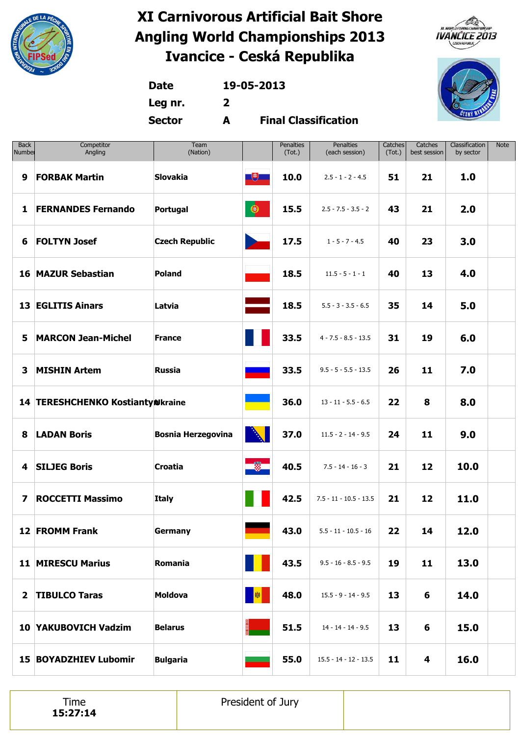# XI Carnivorous Artificial Bait Shore Angling World Championships 2013
# Ivancice - Ceská Republika

**Date** 19-05-2013

**Leg nr.** 2

**Sector** A **Final Classification**

| Back Number | Competitor Angling | Team (Nation) | | Penalties (Tot.) | Penalties (each session) | Catches (Tot.) | Catches best session | Classification by sector | Note |
|---|---|---|---|---|---|---|---|---|---|
| 9 | FORBAK Martin | Slovakia | | 10.0 | 2.5 - 1 - 2 - 4.5 | 51 | 21 | 1.0 | |
| 1 | FERNANDES Fernando | Portugal | | 15.5 | 2.5 - 7.5 - 3.5 - 2 | 43 | 21 | 2.0 | |
| 6 | FOLTYN Josef | Czech Republic | | 17.5 | 1 - 5 - 7 - 4.5 | 40 | 23 | 3.0 | |
| 16 | MAZUR Sebastian | Poland | | 18.5 | 11.5 - 5 - 1 - 1 | 40 | 13 | 4.0 | |
| 13 | EGLITIS Ainars | Latvia | | 18.5 | 5.5 - 3 - 3.5 - 6.5 | 35 | 14 | 5.0 | |
| 5 | MARCON Jean-Michel | France | | 33.5 | 4 - 7.5 - 8.5 - 13.5 | 31 | 19 | 6.0 | |
| 3 | MISHIN Artem | Russia | | 33.5 | 9.5 - 5 - 5.5 - 13.5 | 26 | 11 | 7.0 | |
| 14 | TERESHCHENKO Kostiantyn | Ukraine | | 36.0 | 13 - 11 - 5.5 - 6.5 | 22 | 8 | 8.0 | |
| 8 | LADAN Boris | Bosnia Herzegovina | | 37.0 | 11.5 - 2 - 14 - 9.5 | 24 | 11 | 9.0 | |
| 4 | SILJEG Boris | Croatia | | 40.5 | 7.5 - 14 - 16 - 3 | 21 | 12 | 10.0 | |
| 7 | ROCCETTI Massimo | Italy | | 42.5 | 7.5 - 11 - 10.5 - 13.5 | 21 | 12 | 11.0 | |
| 12 | FROMM Frank | Germany | | 43.0 | 5.5 - 11 - 10.5 - 16 | 22 | 14 | 12.0 | |
| 11 | MIRESCU Marius | Romania | | 43.5 | 9.5 - 16 - 8.5 - 9.5 | 19 | 11 | 13.0 | |
| 2 | TIBULCO Taras | Moldova | | 48.0 | 15.5 - 9 - 14 - 9.5 | 13 | 6 | 14.0 | |
| 10 | YAKUBOVICH Vadzim | Belarus | | 51.5 | 14 - 14 - 14 - 9.5 | 13 | 6 | 15.0 | |
| 15 | BOYADZHIEV Lubomir | Bulgaria | | 55.0 | 15.5 - 14 - 12 - 13.5 | 11 | 4 | 16.0 | |

| Time 15:27:14 | President of Jury | |
|---|---|---|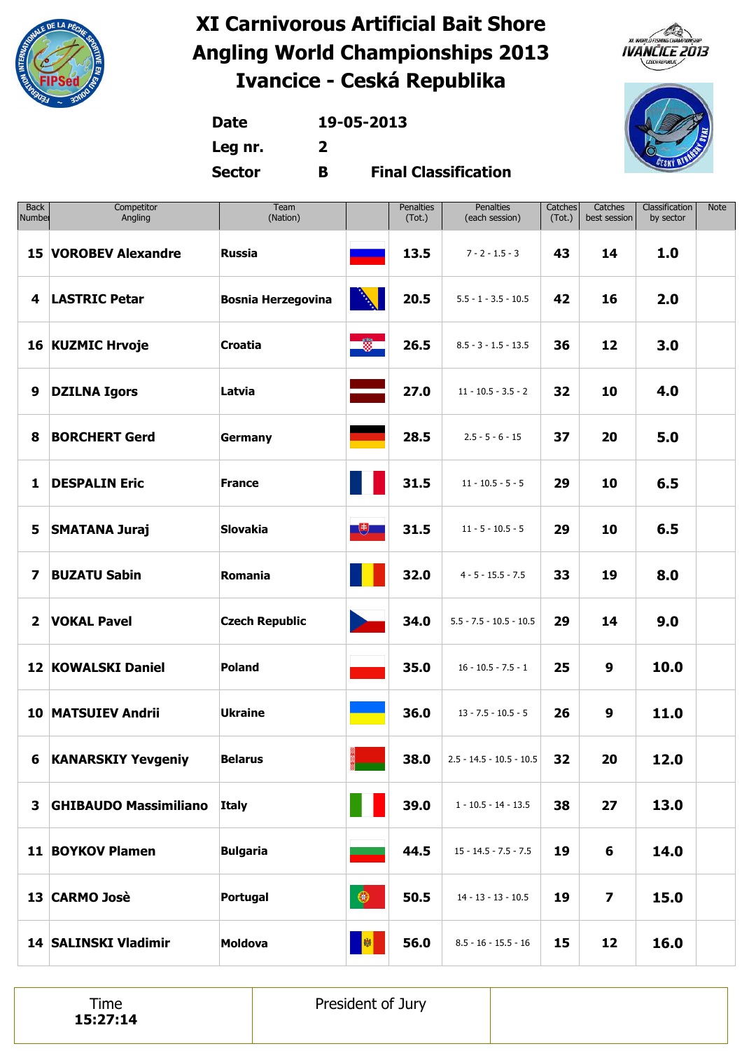# XI Carnivorous Artificial Bait Shore Angling World Championships 2013
# Ivancice - Ceská Republika

**Date** 19-05-2013

**Leg nr.** 2

**Sector** B **Final Classification**

| Back Number | Competitor Angling | Team (Nation) | | Penalties (Tot.) | Penalties (each session) | Catches (Tot.) | Catches best session | Classification by sector | Note |
|---|---|---|---|---|---|---|---|---|---|
| 15 | VOROBEV Alexandre | Russia | | 13.5 | 7 - 2 - 1.5 - 3 | 43 | 14 | 1.0 | |
| 4 | LASTRIC Petar | Bosnia Herzegovina | | 20.5 | 5.5 - 1 - 3.5 - 10.5 | 42 | 16 | 2.0 | |
| 16 | KUZMIC Hrvoje | Croatia | | 26.5 | 8.5 - 3 - 1.5 - 13.5 | 36 | 12 | 3.0 | |
| 9 | DZILNA Igors | Latvia | | 27.0 | 11 - 10.5 - 3.5 - 2 | 32 | 10 | 4.0 | |
| 8 | BORCHERT Gerd | Germany | | 28.5 | 2.5 - 5 - 6 - 15 | 37 | 20 | 5.0 | |
| 1 | DESPALIN Eric | France | | 31.5 | 11 - 10.5 - 5 - 5 | 29 | 10 | 6.5 | |
| 5 | SMATANA Juraj | Slovakia | | 31.5 | 11 - 5 - 10.5 - 5 | 29 | 10 | 6.5 | |
| 7 | BUZATU Sabin | Romania | | 32.0 | 4 - 5 - 15.5 - 7.5 | 33 | 19 | 8.0 | |
| 2 | VOKAL Pavel | Czech Republic | | 34.0 | 5.5 - 7.5 - 10.5 - 10.5 | 29 | 14 | 9.0 | |
| 12 | KOWALSKI Daniel | Poland | | 35.0 | 16 - 10.5 - 7.5 - 1 | 25 | 9 | 10.0 | |
| 10 | MATSUIEV Andrii | Ukraine | | 36.0 | 13 - 7.5 - 10.5 - 5 | 26 | 9 | 11.0 | |
| 6 | KANARSKIY Yevgeniy | Belarus | | 38.0 | 2.5 - 14.5 - 10.5 - 10.5 | 32 | 20 | 12.0 | |
| 3 | GHIBAUDO Massimiliano | Italy | | 39.0 | 1 - 10.5 - 14 - 13.5 | 38 | 27 | 13.0 | |
| 11 | BOYKOV Plamen | Bulgaria | | 44.5 | 15 - 14.5 - 7.5 - 7.5 | 19 | 6 | 14.0 | |
| 13 | CARMO Josè | Portugal | | 50.5 | 14 - 13 - 13 - 10.5 | 19 | 7 | 15.0 | |
| 14 | SALINSKI Vladimir | Moldova | | 56.0 | 8.5 - 16 - 15.5 - 16 | 15 | 12 | 16.0 | |

| Time **15:27:14** | President of Jury | |
|---|---|---|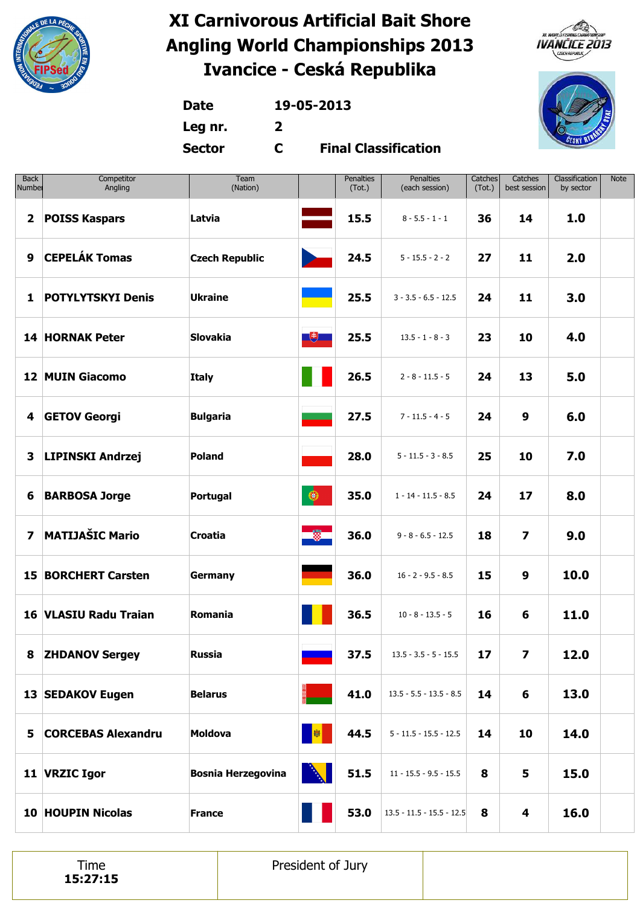# XI Carnivorous Artificial Bait Shore Angling World Championships 2013
# Ivancice - Ceská Republika

**Date** 19-05-2013

**Leg nr.** 2

**Sector** C **Final Classification**

| Back Number | Competitor Angling | Team (Nation) | | Penalties (Tot.) | Penalties (each session) | Catches (Tot.) | Catches best session | Classification by sector | Note |
|---|---|---|---|---|---|---|---|---|---|
| 2 | POISS Kaspars | Latvia | | 15.5 | 8 - 5.5 - 1 - 1 | 36 | 14 | 1.0 | |
| 9 | CEPELÁK Tomas | Czech Republic | | 24.5 | 5 - 15.5 - 2 - 2 | 27 | 11 | 2.0 | |
| 1 | POTYLYTSKYI Denis | Ukraine | | 25.5 | 3 - 3.5 - 6.5 - 12.5 | 24 | 11 | 3.0 | |
| 14 | HORNAK Peter | Slovakia | | 25.5 | 13.5 - 1 - 8 - 3 | 23 | 10 | 4.0 | |
| 12 | MUIN Giacomo | Italy | | 26.5 | 2 - 8 - 11.5 - 5 | 24 | 13 | 5.0 | |
| 4 | GETOV Georgi | Bulgaria | | 27.5 | 7 - 11.5 - 4 - 5 | 24 | 9 | 6.0 | |
| 3 | LIPINSKI Andrzej | Poland | | 28.0 | 5 - 11.5 - 3 - 8.5 | 25 | 10 | 7.0 | |
| 6 | BARBOSA Jorge | Portugal | | 35.0 | 1 - 14 - 11.5 - 8.5 | 24 | 17 | 8.0 | |
| 7 | MATIJAŠIC Mario | Croatia | | 36.0 | 9 - 8 - 6.5 - 12.5 | 18 | 7 | 9.0 | |
| 15 | BORCHERT Carsten | Germany | | 36.0 | 16 - 2 - 9.5 - 8.5 | 15 | 9 | 10.0 | |
| 16 | VLASIU Radu Traian | Romania | | 36.5 | 10 - 8 - 13.5 - 5 | 16 | 6 | 11.0 | |
| 8 | ZHDANOV Sergey | Russia | | 37.5 | 13.5 - 3.5 - 5 - 15.5 | 17 | 7 | 12.0 | |
| 13 | SEDAKOV Eugen | Belarus | | 41.0 | 13.5 - 5.5 - 13.5 - 8.5 | 14 | 6 | 13.0 | |
| 5 | CORCEBAS Alexandru | Moldova | | 44.5 | 5 - 11.5 - 15.5 - 12.5 | 14 | 10 | 14.0 | |
| 11 | VRZIC Igor | Bosnia Herzegovina | | 51.5 | 11 - 15.5 - 9.5 - 15.5 | 8 | 5 | 15.0 | |
| 10 | HOUPIN Nicolas | France | | 53.0 | 13.5 - 11.5 - 15.5 - 12.5 | 8 | 4 | 16.0 | |

| Time 15:27:15 | President of Jury | |
|---|---|---|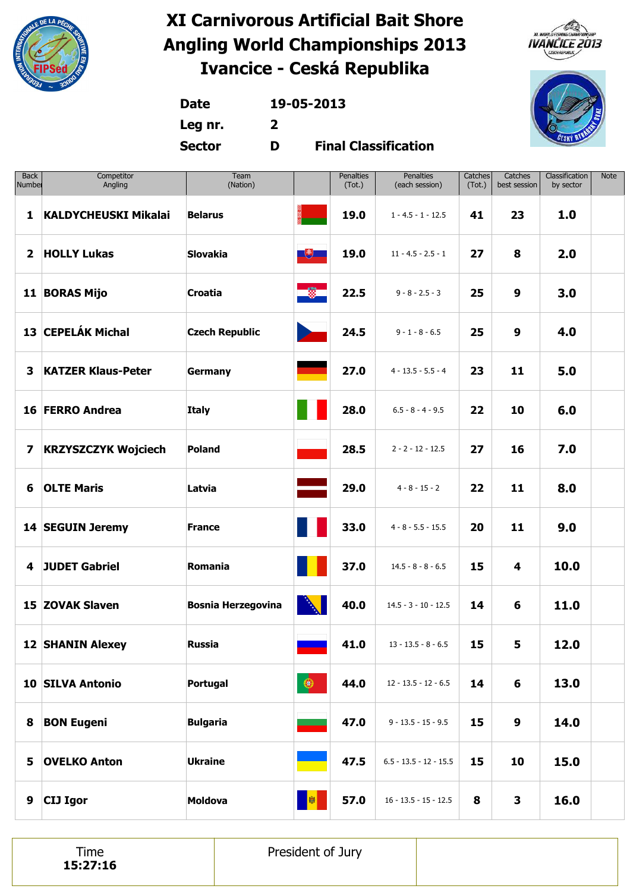# XI Carnivorous Artificial Bait Shore Angling World Championships 2013
# Ivancice - Ceská Republika

**Date** 19-05-2013

**Leg nr.** 2

**Sector** D **Final Classification**

| Back Number | Competitor Angling | Team (Nation) | | Penalties (Tot.) | Penalties (each session) | Catches (Tot.) | Catches best session | Classification by sector | Note |
|---|---|---|---|---|---|---|---|---|---|
| 1 | KALDYCHEUSKI Mikalai | Belarus | | 19.0 | 1 - 4.5 - 1 - 12.5 | 41 | 23 | 1.0 | |
| 2 | HOLLY Lukas | Slovakia | | 19.0 | 11 - 4.5 - 2.5 - 1 | 27 | 8 | 2.0 | |
| 11 | BORAS Mijo | Croatia | | 22.5 | 9 - 8 - 2.5 - 3 | 25 | 9 | 3.0 | |
| 13 | CEPELÁK Michal | Czech Republic | | 24.5 | 9 - 1 - 8 - 6.5 | 25 | 9 | 4.0 | |
| 3 | KATZER Klaus-Peter | Germany | | 27.0 | 4 - 13.5 - 5.5 - 4 | 23 | 11 | 5.0 | |
| 16 | FERRO Andrea | Italy | | 28.0 | 6.5 - 8 - 4 - 9.5 | 22 | 10 | 6.0 | |
| 7 | KRZYSZCZYK Wojciech | Poland | | 28.5 | 2 - 2 - 12 - 12.5 | 27 | 16 | 7.0 | |
| 6 | OLTE Maris | Latvia | | 29.0 | 4 - 8 - 15 - 2 | 22 | 11 | 8.0 | |
| 14 | SEGUIN Jeremy | France | | 33.0 | 4 - 8 - 5.5 - 15.5 | 20 | 11 | 9.0 | |
| 4 | JUDET Gabriel | Romania | | 37.0 | 14.5 - 8 - 8 - 6.5 | 15 | 4 | 10.0 | |
| 15 | ZOVAK Slaven | Bosnia Herzegovina | | 40.0 | 14.5 - 3 - 10 - 12.5 | 14 | 6 | 11.0 | |
| 12 | SHANIN Alexey | Russia | | 41.0 | 13 - 13.5 - 8 - 6.5 | 15 | 5 | 12.0 | |
| 10 | SILVA Antonio | Portugal | | 44.0 | 12 - 13.5 - 12 - 6.5 | 14 | 6 | 13.0 | |
| 8 | BON Eugeni | Bulgaria | | 47.0 | 9 - 13.5 - 15 - 9.5 | 15 | 9 | 14.0 | |
| 5 | OVELKO Anton | Ukraine | | 47.5 | 6.5 - 13.5 - 12 - 15.5 | 15 | 10 | 15.0 | |
| 9 | CIJ Igor | Moldova | | 57.0 | 16 - 13.5 - 15 - 12.5 | 8 | 3 | 16.0 | |

| Time **15:27:16** | President of Jury | |
|---|---|---|